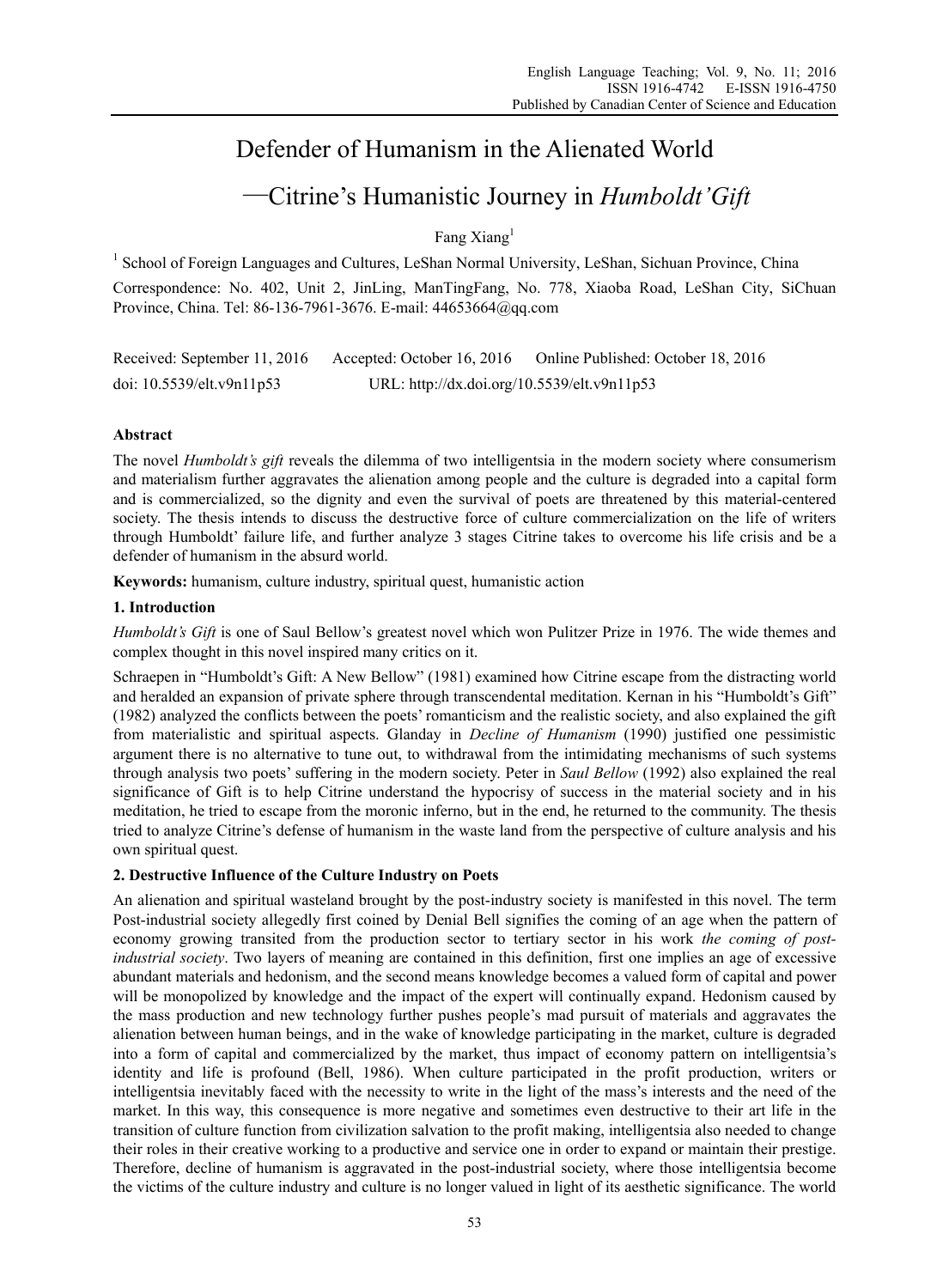# Defender of Humanism in the Alienated World

## —Citrine's Humanistic Journey in *Humboldt'Gift*

Fang Xiang[1]

[1] School of Foreign Languages and Cultures, LeShan Normal University, LeShan, Sichuan Province, China

Correspondence: No. 402, Unit 2, JinLing, ManTingFang, No. 778, Xiaoba Road, LeShan City, SiChuan Province, China. Tel: 86-136-7961-3676. E-mail: 44653664@qq.com

Received: September 11, 2016 Accepted: October 16, 2016 Online Published: October 18, 2016

doi: 10.5539/elt.v9n11p53 URL: http://dx.doi.org/10.5539/elt.v9n11p53

### Abstract

The novel *Humboldt's gift* reveals the dilemma of two intelligentsia in the modern society where consumerism and materialism further aggravates the alienation among people and the culture is degraded into a capital form and is commercialized, so the dignity and even the survival of poets are threatened by this material-centered society. The thesis intends to discuss the destructive force of culture commercialization on the life of writers through Humboldt' failure life, and further analyze 3 stages Citrine takes to overcome his life crisis and be a defender of humanism in the absurd world.

**Keywords:** humanism, culture industry, spiritual quest, humanistic action

### 1. Introduction

*Humboldt's Gift* is one of Saul Bellow's greatest novel which won Pulitzer Prize in 1976. The wide themes and complex thought in this novel inspired many critics on it.

Schraepen in "Humboldt's Gift: A New Bellow" (1981) examined how Citrine escape from the distracting world and heralded an expansion of private sphere through transcendental meditation. Kernan in his "Humboldt's Gift" (1982) analyzed the conflicts between the poets' romanticism and the realistic society, and also explained the gift from materialistic and spiritual aspects. Glanday in *Decline of Humanism* (1990) justified one pessimistic argument there is no alternative to tune out, to withdrawal from the intimidating mechanisms of such systems through analysis two poets' suffering in the modern society. Peter in *Saul Bellow* (1992) also explained the real significance of Gift is to help Citrine understand the hypocrisy of success in the material society and in his meditation, he tried to escape from the moronic inferno, but in the end, he returned to the community. The thesis tried to analyze Citrine's defense of humanism in the waste land from the perspective of culture analysis and his own spiritual quest.

### 2. Destructive Influence of the Culture Industry on Poets

An alienation and spiritual wasteland brought by the post-industry society is manifested in this novel. The term Post-industrial society allegedly first coined by Denial Bell signifies the coming of an age when the pattern of economy growing transited from the production sector to tertiary sector in his work *the coming of post-industrial society*. Two layers of meaning are contained in this definition, first one implies an age of excessive abundant materials and hedonism, and the second means knowledge becomes a valued form of capital and power will be monopolized by knowledge and the impact of the expert will continually expand. Hedonism caused by the mass production and new technology further pushes people's mad pursuit of materials and aggravates the alienation between human beings, and in the wake of knowledge participating in the market, culture is degraded into a form of capital and commercialized by the market, thus impact of economy pattern on intelligentsia's identity and life is profound (Bell, 1986). When culture participated in the profit production, writers or intelligentsia inevitably faced with the necessity to write in the light of the mass's interests and the need of the market. In this way, this consequence is more negative and sometimes even destructive to their art life in the transition of culture function from civilization salvation to the profit making, intelligentsia also needed to change their roles in their creative working to a productive and service one in order to expand or maintain their prestige. Therefore, decline of humanism is aggravated in the post-industrial society, where those intelligentsia become the victims of the culture industry and culture is no longer valued in light of its aesthetic significance. The world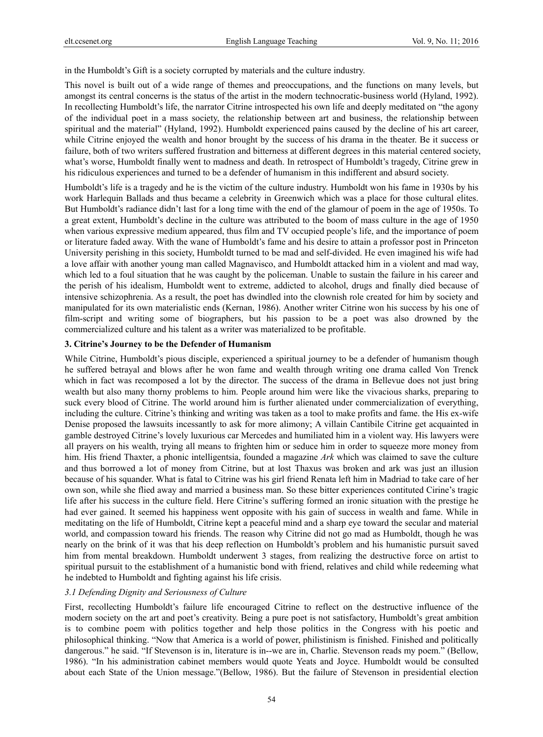in the Humboldt's Gift is a society corrupted by materials and the culture industry.

This novel is built out of a wide range of themes and preoccupations, and the functions on many levels, but amongst its central concerns is the status of the artist in the modern technocratic-business world (Hyland, 1992). In recollecting Humboldt's life, the narrator Citrine introspected his own life and deeply meditated on "the agony of the individual poet in a mass society, the relationship between art and business, the relationship between spiritual and the material" (Hyland, 1992). Humboldt experienced pains caused by the decline of his art career, while Citrine enjoyed the wealth and honor brought by the success of his drama in the theater. Be it success or failure, both of two writers suffered frustration and bitterness at different degrees in this material centered society, what's worse, Humboldt finally went to madness and death. In retrospect of Humboldt's tragedy, Citrine grew in his ridiculous experiences and turned to be a defender of humanism in this indifferent and absurd society.

Humboldt's life is a tragedy and he is the victim of the culture industry. Humboldt won his fame in 1930s by his work Harlequin Ballads and thus became a celebrity in Greenwich which was a place for those cultural elites. But Humboldt's radiance didn't last for a long time with the end of the glamour of poem in the age of 1950s. To a great extent, Humboldt's decline in the culture was attributed to the boom of mass culture in the age of 1950 when various expressive medium appeared, thus film and TV occupied people's life, and the importance of poem or literature faded away. With the wane of Humboldt's fame and his desire to attain a professor post in Princeton University perishing in this society, Humboldt turned to be mad and self-divided. He even imagined his wife had a love affair with another young man called Magnavisco, and Humboldt attacked him in a violent and mad way, which led to a foul situation that he was caught by the policeman. Unable to sustain the failure in his career and the perish of his idealism, Humboldt went to extreme, addicted to alcohol, drugs and finally died because of intensive schizophrenia. As a result, the poet has dwindled into the clownish role created for him by society and manipulated for its own materialistic ends (Kernan, 1986). Another writer Citrine won his success by his one of film-script and writing some of biographers, but his passion to be a poet was also drowned by the commercialized culture and his talent as a writer was materialized to be profitable.

### 3. Citrine's Journey to be the Defender of Humanism

While Citrine, Humboldt's pious disciple, experienced a spiritual journey to be a defender of humanism though he suffered betrayal and blows after he won fame and wealth through writing one drama called Von Trenck which in fact was recomposed a lot by the director. The success of the drama in Bellevue does not just bring wealth but also many thorny problems to him. People around him were like the vivacious sharks, preparing to suck every blood of Citrine. The world around him is further alienated under commercialization of everything, including the culture. Citrine's thinking and writing was taken as a tool to make profits and fame. the His ex-wife Denise proposed the lawsuits incessantly to ask for more alimony; A villain Cantibile Citrine get acquainted in gamble destroyed Citrine's lovely luxurious car Mercedes and humiliated him in a violent way. His lawyers were all prayers on his wealth, trying all means to frighten him or seduce him in order to squeeze more money from him. His friend Thaxter, a phonic intelligentsia, founded a magazine *Ark* which was claimed to save the culture and thus borrowed a lot of money from Citrine, but at lost Thaxus was broken and ark was just an illusion because of his squander. What is fatal to Citrine was his girl friend Renata left him in Madriad to take care of her own son, while she flied away and married a business man. So these bitter experiences contituted Cirine's tragic life after his success in the culture field. Here Citrine's suffering formed an ironic situation with the prestige he had ever gained. It seemed his happiness went opposite with his gain of success in wealth and fame. While in meditating on the life of Humboldt, Citrine kept a peaceful mind and a sharp eye toward the secular and material world, and compassion toward his friends. The reason why Citrine did not go mad as Humboldt, though he was nearly on the brink of it was that his deep reflection on Humboldt's problem and his humanistic pursuit saved him from mental breakdown. Humboldt underwent 3 stages, from realizing the destructive force on artist to spiritual pursuit to the establishment of a humanistic bond with friend, relatives and child while redeeming what he indebted to Humboldt and fighting against his life crisis.

#### *3.1 Defending Dignity and Seriousness of Culture*

First, recollecting Humboldt's failure life encouraged Citrine to reflect on the destructive influence of the modern society on the art and poet's creativity. Being a pure poet is not satisfactory, Humboldt's great ambition is to combine poem with politics together and help those politics in the Congress with his poetic and philosophical thinking. "Now that America is a world of power, philistinism is finished. Finished and politically dangerous." he said. "If Stevenson is in, literature is in--we are in, Charlie. Stevenson reads my poem." (Bellow, 1986). "In his administration cabinet members would quote Yeats and Joyce. Humboldt would be consulted about each State of the Union message."(Bellow, 1986). But the failure of Stevenson in presidential election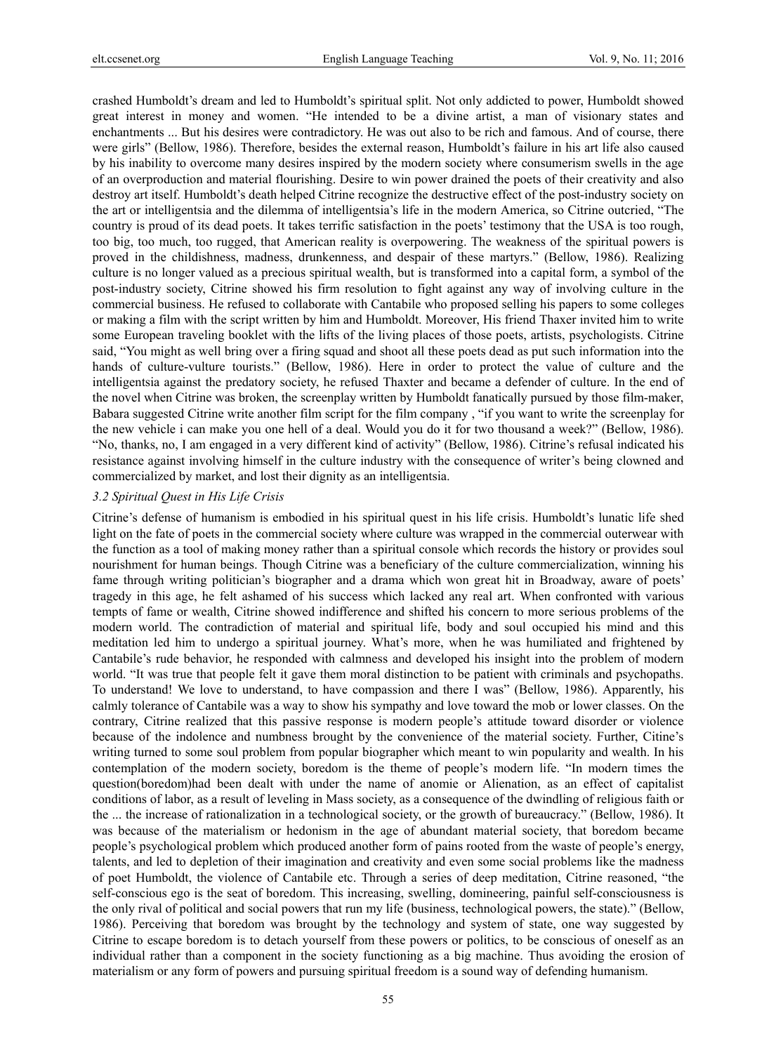crashed Humboldt's dream and led to Humboldt's spiritual split. Not only addicted to power, Humboldt showed great interest in money and women. "He intended to be a divine artist, a man of visionary states and enchantments ... But his desires were contradictory. He was out also to be rich and famous. And of course, there were girls" (Bellow, 1986). Therefore, besides the external reason, Humboldt's failure in his art life also caused by his inability to overcome many desires inspired by the modern society where consumerism swells in the age of an overproduction and material flourishing. Desire to win power drained the poets of their creativity and also destroy art itself. Humboldt's death helped Citrine recognize the destructive effect of the post-industry society on the art or intelligentsia and the dilemma of intelligentsia's life in the modern America, so Citrine outcried, "The country is proud of its dead poets. It takes terrific satisfaction in the poets' testimony that the USA is too rough, too big, too much, too rugged, that American reality is overpowering. The weakness of the spiritual powers is proved in the childishness, madness, drunkenness, and despair of these martyrs." (Bellow, 1986). Realizing culture is no longer valued as a precious spiritual wealth, but is transformed into a capital form, a symbol of the post-industry society, Citrine showed his firm resolution to fight against any way of involving culture in the commercial business. He refused to collaborate with Cantabile who proposed selling his papers to some colleges or making a film with the script written by him and Humboldt. Moreover, His friend Thaxer invited him to write some European traveling booklet with the lifts of the living places of those poets, artists, psychologists. Citrine said, "You might as well bring over a firing squad and shoot all these poets dead as put such information into the hands of culture-vulture tourists." (Bellow, 1986). Here in order to protect the value of culture and the intelligentsia against the predatory society, he refused Thaxter and became a defender of culture. In the end of the novel when Citrine was broken, the screenplay written by Humboldt fanatically pursued by those film-maker, Babara suggested Citrine write another film script for the film company , "if you want to write the screenplay for the new vehicle i can make you one hell of a deal. Would you do it for two thousand a week?" (Bellow, 1986). "No, thanks, no, I am engaged in a very different kind of activity" (Bellow, 1986). Citrine's refusal indicated his resistance against involving himself in the culture industry with the consequence of writer's being clowned and commercialized by market, and lost their dignity as an intelligentsia.

### *3.2 Spiritual Quest in His Life Crisis*

Citrine's defense of humanism is embodied in his spiritual quest in his life crisis. Humboldt's lunatic life shed light on the fate of poets in the commercial society where culture was wrapped in the commercial outerwear with the function as a tool of making money rather than a spiritual console which records the history or provides soul nourishment for human beings. Though Citrine was a beneficiary of the culture commercialization, winning his fame through writing politician's biographer and a drama which won great hit in Broadway, aware of poets' tragedy in this age, he felt ashamed of his success which lacked any real art. When confronted with various tempts of fame or wealth, Citrine showed indifference and shifted his concern to more serious problems of the modern world. The contradiction of material and spiritual life, body and soul occupied his mind and this meditation led him to undergo a spiritual journey. What's more, when he was humiliated and frightened by Cantabile's rude behavior, he responded with calmness and developed his insight into the problem of modern world. "It was true that people felt it gave them moral distinction to be patient with criminals and psychopaths. To understand! We love to understand, to have compassion and there I was" (Bellow, 1986). Apparently, his calmly tolerance of Cantabile was a way to show his sympathy and love toward the mob or lower classes. On the contrary, Citrine realized that this passive response is modern people's attitude toward disorder or violence because of the indolence and numbness brought by the convenience of the material society. Further, Citine's writing turned to some soul problem from popular biographer which meant to win popularity and wealth. In his contemplation of the modern society, boredom is the theme of people's modern life. "In modern times the question(boredom)had been dealt with under the name of anomie or Alienation, as an effect of capitalist conditions of labor, as a result of leveling in Mass society, as a consequence of the dwindling of religious faith or the ... the increase of rationalization in a technological society, or the growth of bureaucracy." (Bellow, 1986). It was because of the materialism or hedonism in the age of abundant material society, that boredom became people's psychological problem which produced another form of pains rooted from the waste of people's energy, talents, and led to depletion of their imagination and creativity and even some social problems like the madness of poet Humboldt, the violence of Cantabile etc. Through a series of deep meditation, Citrine reasoned, "the self-conscious ego is the seat of boredom. This increasing, swelling, domineering, painful self-consciousness is the only rival of political and social powers that run my life (business, technological powers, the state)." (Bellow, 1986). Perceiving that boredom was brought by the technology and system of state, one way suggested by Citrine to escape boredom is to detach yourself from these powers or politics, to be conscious of oneself as an individual rather than a component in the society functioning as a big machine. Thus avoiding the erosion of materialism or any form of powers and pursuing spiritual freedom is a sound way of defending humanism.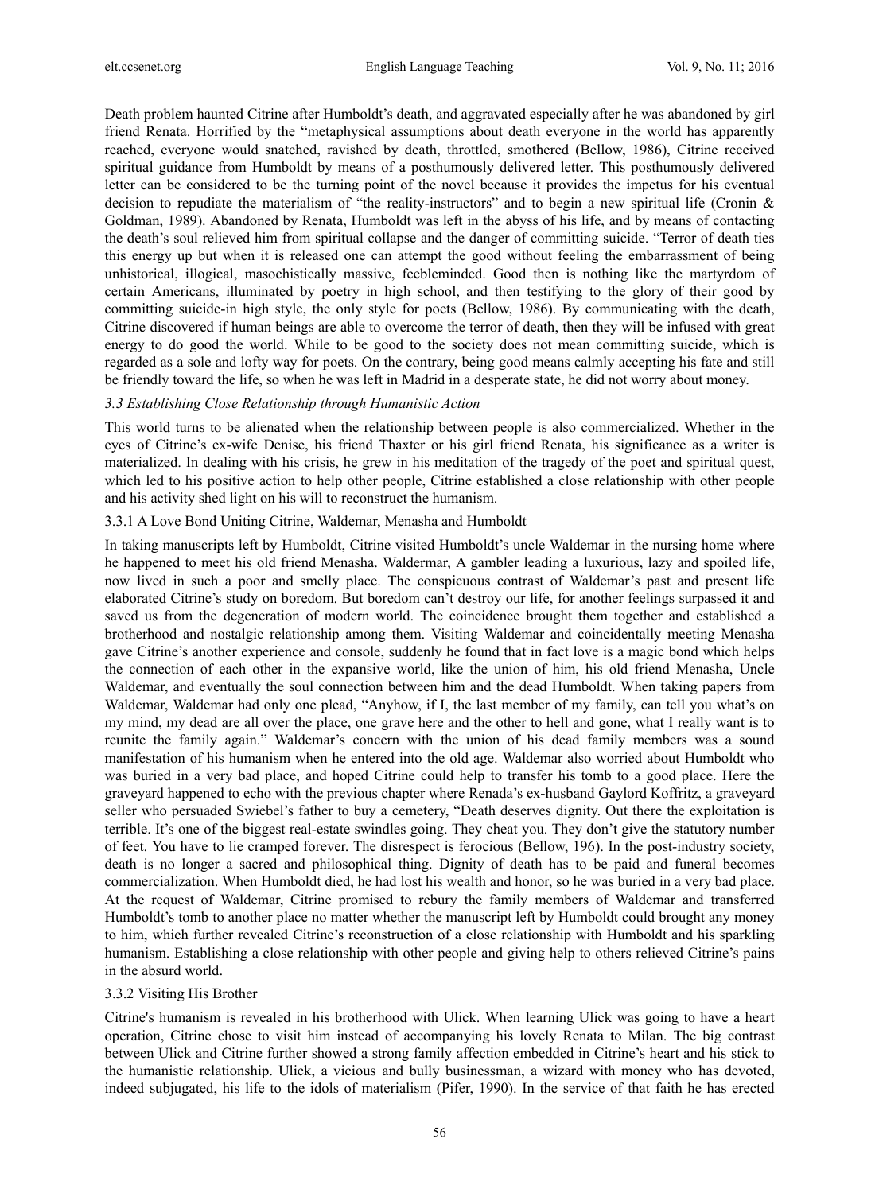Death problem haunted Citrine after Humboldt's death, and aggravated especially after he was abandoned by girl friend Renata. Horrified by the "metaphysical assumptions about death everyone in the world has apparently reached, everyone would snatched, ravished by death, throttled, smothered (Bellow, 1986), Citrine received spiritual guidance from Humboldt by means of a posthumously delivered letter. This posthumously delivered letter can be considered to be the turning point of the novel because it provides the impetus for his eventual decision to repudiate the materialism of "the reality-instructors" and to begin a new spiritual life (Cronin & Goldman, 1989). Abandoned by Renata, Humboldt was left in the abyss of his life, and by means of contacting the death's soul relieved him from spiritual collapse and the danger of committing suicide. "Terror of death ties this energy up but when it is released one can attempt the good without feeling the embarrassment of being unhistorical, illogical, masochistically massive, feebleminded. Good then is nothing like the martyrdom of certain Americans, illuminated by poetry in high school, and then testifying to the glory of their good by committing suicide-in high style, the only style for poets (Bellow, 1986). By communicating with the death, Citrine discovered if human beings are able to overcome the terror of death, then they will be infused with great energy to do good the world. While to be good to the society does not mean committing suicide, which is regarded as a sole and lofty way for poets. On the contrary, being good means calmly accepting his fate and still be friendly toward the life, so when he was left in Madrid in a desperate state, he did not worry about money.

### *3.3 Establishing Close Relationship through Humanistic Action*

This world turns to be alienated when the relationship between people is also commercialized. Whether in the eyes of Citrine's ex-wife Denise, his friend Thaxter or his girl friend Renata, his significance as a writer is materialized. In dealing with his crisis, he grew in his meditation of the tragedy of the poet and spiritual quest, which led to his positive action to help other people, Citrine established a close relationship with other people and his activity shed light on his will to reconstruct the humanism.

#### 3.3.1 A Love Bond Uniting Citrine, Waldemar, Menasha and Humboldt

In taking manuscripts left by Humboldt, Citrine visited Humboldt's uncle Waldemar in the nursing home where he happened to meet his old friend Menasha. Waldermar, A gambler leading a luxurious, lazy and spoiled life, now lived in such a poor and smelly place. The conspicuous contrast of Waldemar's past and present life elaborated Citrine's study on boredom. But boredom can't destroy our life, for another feelings surpassed it and saved us from the degeneration of modern world. The coincidence brought them together and established a brotherhood and nostalgic relationship among them. Visiting Waldemar and coincidentally meeting Menasha gave Citrine's another experience and console, suddenly he found that in fact love is a magic bond which helps the connection of each other in the expansive world, like the union of him, his old friend Menasha, Uncle Waldemar, and eventually the soul connection between him and the dead Humboldt. When taking papers from Waldemar, Waldemar had only one plead, "Anyhow, if I, the last member of my family, can tell you what's on my mind, my dead are all over the place, one grave here and the other to hell and gone, what I really want is to reunite the family again." Waldemar's concern with the union of his dead family members was a sound manifestation of his humanism when he entered into the old age. Waldemar also worried about Humboldt who was buried in a very bad place, and hoped Citrine could help to transfer his tomb to a good place. Here the graveyard happened to echo with the previous chapter where Renada's ex-husband Gaylord Koffritz, a graveyard seller who persuaded Swiebel's father to buy a cemetery, "Death deserves dignity. Out there the exploitation is terrible. It's one of the biggest real-estate swindles going. They cheat you. They don't give the statutory number of feet. You have to lie cramped forever. The disrespect is ferocious (Bellow, 196). In the post-industry society, death is no longer a sacred and philosophical thing. Dignity of death has to be paid and funeral becomes commercialization. When Humboldt died, he had lost his wealth and honor, so he was buried in a very bad place. At the request of Waldemar, Citrine promised to rebury the family members of Waldemar and transferred Humboldt's tomb to another place no matter whether the manuscript left by Humboldt could brought any money to him, which further revealed Citrine's reconstruction of a close relationship with Humboldt and his sparkling humanism. Establishing a close relationship with other people and giving help to others relieved Citrine's pains in the absurd world.

#### 3.3.2 Visiting His Brother

Citrine's humanism is revealed in his brotherhood with Ulick. When learning Ulick was going to have a heart operation, Citrine chose to visit him instead of accompanying his lovely Renata to Milan. The big contrast between Ulick and Citrine further showed a strong family affection embedded in Citrine's heart and his stick to the humanistic relationship. Ulick, a vicious and bully businessman, a wizard with money who has devoted, indeed subjugated, his life to the idols of materialism (Pifer, 1990). In the service of that faith he has erected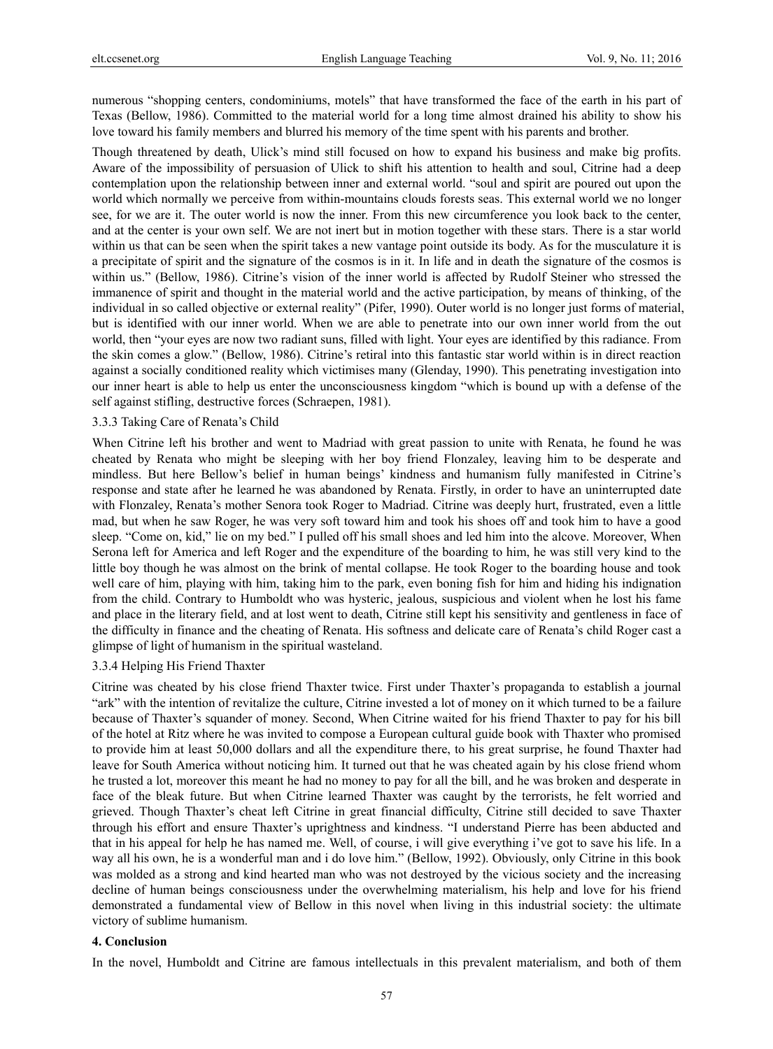numerous "shopping centers, condominiums, motels" that have transformed the face of the earth in his part of Texas (Bellow, 1986). Committed to the material world for a long time almost drained his ability to show his love toward his family members and blurred his memory of the time spent with his parents and brother.

Though threatened by death, Ulick's mind still focused on how to expand his business and make big profits. Aware of the impossibility of persuasion of Ulick to shift his attention to health and soul, Citrine had a deep contemplation upon the relationship between inner and external world. "soul and spirit are poured out upon the world which normally we perceive from within-mountains clouds forests seas. This external world we no longer see, for we are it. The outer world is now the inner. From this new circumference you look back to the center, and at the center is your own self. We are not inert but in motion together with these stars. There is a star world within us that can be seen when the spirit takes a new vantage point outside its body. As for the musculature it is a precipitate of spirit and the signature of the cosmos is in it. In life and in death the signature of the cosmos is within us." (Bellow, 1986). Citrine's vision of the inner world is affected by Rudolf Steiner who stressed the immanence of spirit and thought in the material world and the active participation, by means of thinking, of the individual in so called objective or external reality" (Pifer, 1990). Outer world is no longer just forms of material, but is identified with our inner world. When we are able to penetrate into our own inner world from the out world, then "your eyes are now two radiant suns, filled with light. Your eyes are identified by this radiance. From the skin comes a glow." (Bellow, 1986). Citrine's retiral into this fantastic star world within is in direct reaction against a socially conditioned reality which victimises many (Glenday, 1990). This penetrating investigation into our inner heart is able to help us enter the unconsciousness kingdom "which is bound up with a defense of the self against stifling, destructive forces (Schraepen, 1981).

### 3.3.3 Taking Care of Renata's Child

When Citrine left his brother and went to Madriad with great passion to unite with Renata, he found he was cheated by Renata who might be sleeping with her boy friend Flonzaley, leaving him to be desperate and mindless. But here Bellow's belief in human beings' kindness and humanism fully manifested in Citrine's response and state after he learned he was abandoned by Renata. Firstly, in order to have an uninterrupted date with Flonzaley, Renata's mother Senora took Roger to Madriad. Citrine was deeply hurt, frustrated, even a little mad, but when he saw Roger, he was very soft toward him and took his shoes off and took him to have a good sleep. "Come on, kid," lie on my bed." I pulled off his small shoes and led him into the alcove. Moreover, When Serona left for America and left Roger and the expenditure of the boarding to him, he was still very kind to the little boy though he was almost on the brink of mental collapse. He took Roger to the boarding house and took well care of him, playing with him, taking him to the park, even boning fish for him and hiding his indignation from the child. Contrary to Humboldt who was hysteric, jealous, suspicious and violent when he lost his fame and place in the literary field, and at lost went to death, Citrine still kept his sensitivity and gentleness in face of the difficulty in finance and the cheating of Renata. His softness and delicate care of Renata's child Roger cast a glimpse of light of humanism in the spiritual wasteland.

### 3.3.4 Helping His Friend Thaxter

Citrine was cheated by his close friend Thaxter twice. First under Thaxter's propaganda to establish a journal "ark" with the intention of revitalize the culture, Citrine invested a lot of money on it which turned to be a failure because of Thaxter's squander of money. Second, When Citrine waited for his friend Thaxter to pay for his bill of the hotel at Ritz where he was invited to compose a European cultural guide book with Thaxter who promised to provide him at least 50,000 dollars and all the expenditure there, to his great surprise, he found Thaxter had leave for South America without noticing him. It turned out that he was cheated again by his close friend whom he trusted a lot, moreover this meant he had no money to pay for all the bill, and he was broken and desperate in face of the bleak future. But when Citrine learned Thaxter was caught by the terrorists, he felt worried and grieved. Though Thaxter's cheat left Citrine in great financial difficulty, Citrine still decided to save Thaxter through his effort and ensure Thaxter's uprightness and kindness. "I understand Pierre has been abducted and that in his appeal for help he has named me. Well, of course, i will give everything i've got to save his life. In a way all his own, he is a wonderful man and i do love him." (Bellow, 1992). Obviously, only Citrine in this book was molded as a strong and kind hearted man who was not destroyed by the vicious society and the increasing decline of human beings consciousness under the overwhelming materialism, his help and love for his friend demonstrated a fundamental view of Bellow in this novel when living in this industrial society: the ultimate victory of sublime humanism.

## 4. Conclusion

In the novel, Humboldt and Citrine are famous intellectuals in this prevalent materialism, and both of them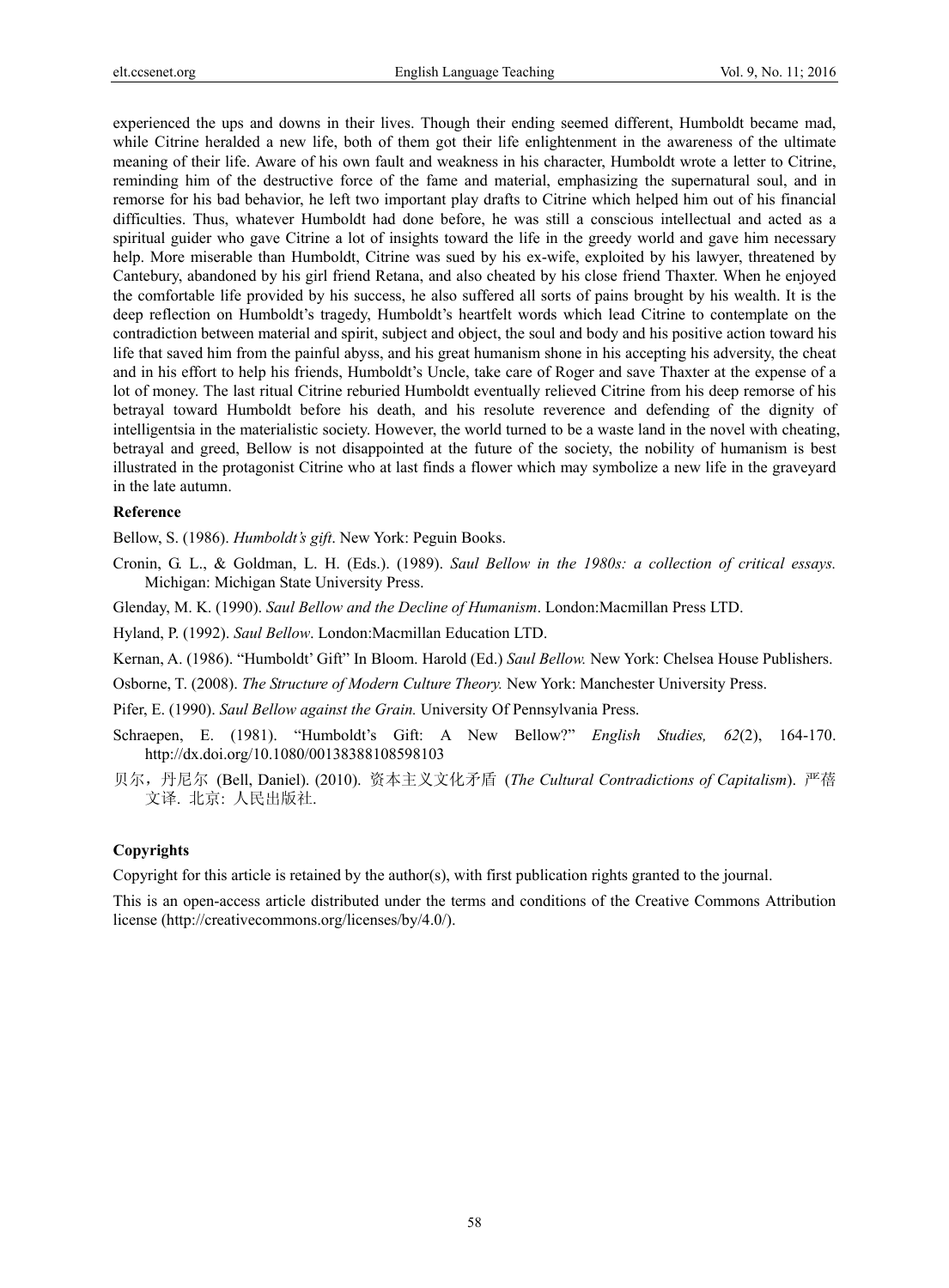experienced the ups and downs in their lives. Though their ending seemed different, Humboldt became mad, while Citrine heralded a new life, both of them got their life enlightenment in the awareness of the ultimate meaning of their life. Aware of his own fault and weakness in his character, Humboldt wrote a letter to Citrine, reminding him of the destructive force of the fame and material, emphasizing the supernatural soul, and in remorse for his bad behavior, he left two important play drafts to Citrine which helped him out of his financial difficulties. Thus, whatever Humboldt had done before, he was still a conscious intellectual and acted as a spiritual guider who gave Citrine a lot of insights toward the life in the greedy world and gave him necessary help. More miserable than Humboldt, Citrine was sued by his ex-wife, exploited by his lawyer, threatened by Cantebury, abandoned by his girl friend Retana, and also cheated by his close friend Thaxter. When he enjoyed the comfortable life provided by his success, he also suffered all sorts of pains brought by his wealth. It is the deep reflection on Humboldt's tragedy, Humboldt's heartfelt words which lead Citrine to contemplate on the contradiction between material and spirit, subject and object, the soul and body and his positive action toward his life that saved him from the painful abyss, and his great humanism shone in his accepting his adversity, the cheat and in his effort to help his friends, Humboldt's Uncle, take care of Roger and save Thaxter at the expense of a lot of money. The last ritual Citrine reburied Humboldt eventually relieved Citrine from his deep remorse of his betrayal toward Humboldt before his death, and his resolute reverence and defending of the dignity of intelligentsia in the materialistic society. However, the world turned to be a waste land in the novel with cheating, betrayal and greed, Bellow is not disappointed at the future of the society, the nobility of humanism is best illustrated in the protagonist Citrine who at last finds a flower which may symbolize a new life in the graveyard in the late autumn.

**Reference**

Bellow, S. (1986). *Humboldt's gift*. New York: Peguin Books.

Cronin, G. L., & Goldman, L. H. (Eds.). (1989). *Saul Bellow in the 1980s: a collection of critical essays.* Michigan: Michigan State University Press.

Glenday, M. K. (1990). *Saul Bellow and the Decline of Humanism*. London:Macmillan Press LTD.

Hyland, P. (1992). *Saul Bellow*. London:Macmillan Education LTD.

Kernan, A. (1986). "Humboldt' Gift" In Bloom. Harold (Ed.) *Saul Bellow.* New York: Chelsea House Publishers.

Osborne, T. (2008). *The Structure of Modern Culture Theory.* New York: Manchester University Press.

Pifer, E. (1990). *Saul Bellow against the Grain.* University Of Pennsylvania Press.

Schraepen, E. (1981). "Humboldt's Gift: A New Bellow?" *English Studies, 62*(2), 164-170. http://dx.doi.org/10.1080/00138388108598103

贝尔，丹尼尔 (Bell, Daniel). (2010). 资本主义文化矛盾 (*The Cultural Contradictions of Capitalism*). 严蓓文译. 北京: 人民出版社.

**Copyrights**

Copyright for this article is retained by the author(s), with first publication rights granted to the journal.

This is an open-access article distributed under the terms and conditions of the Creative Commons Attribution license (http://creativecommons.org/licenses/by/4.0/).